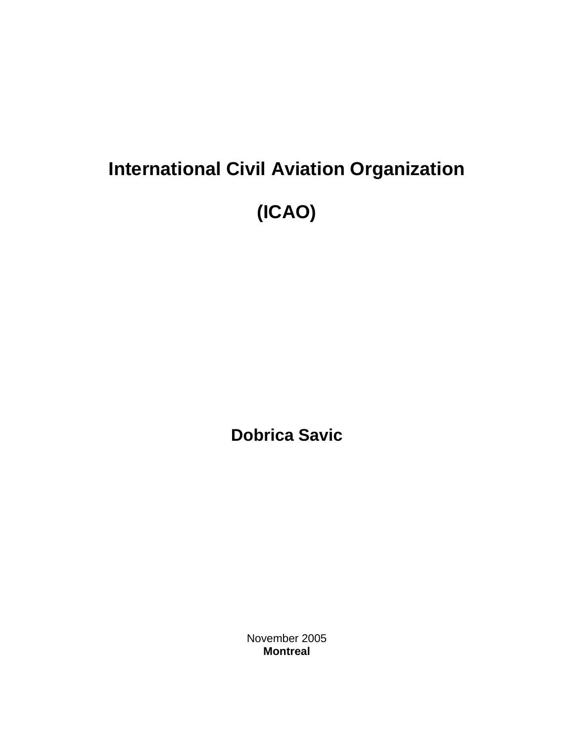# International Civil Aviation Organization

# (ICAO)

**Dobrica Savic**

November 2005

**Montreal**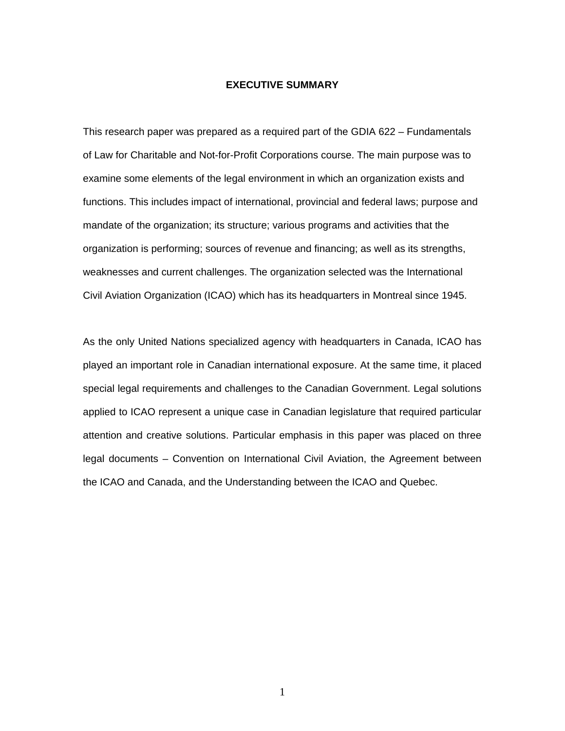# EXECUTIVE SUMMARY

This research paper was prepared as a required part of the GDIA 622 – Fundamentals of Law for Charitable and Not-for-Profit Corporations course. The main purpose was to examine some elements of the legal environment in which an organization exists and functions. This includes impact of international, provincial and federal laws; purpose and mandate of the organization; its structure; various programs and activities that the organization is performing; sources of revenue and financing; as well as its strengths, weaknesses and current challenges. The organization selected was the International Civil Aviation Organization (ICAO) which has its headquarters in Montreal since 1945.

As the only United Nations specialized agency with headquarters in Canada, ICAO has played an important role in Canadian international exposure. At the same time, it placed special legal requirements and challenges to the Canadian Government. Legal solutions applied to ICAO represent a unique case in Canadian legislature that required particular attention and creative solutions. Particular emphasis in this paper was placed on three legal documents – Convention on International Civil Aviation, the Agreement between the ICAO and Canada, and the Understanding between the ICAO and Quebec.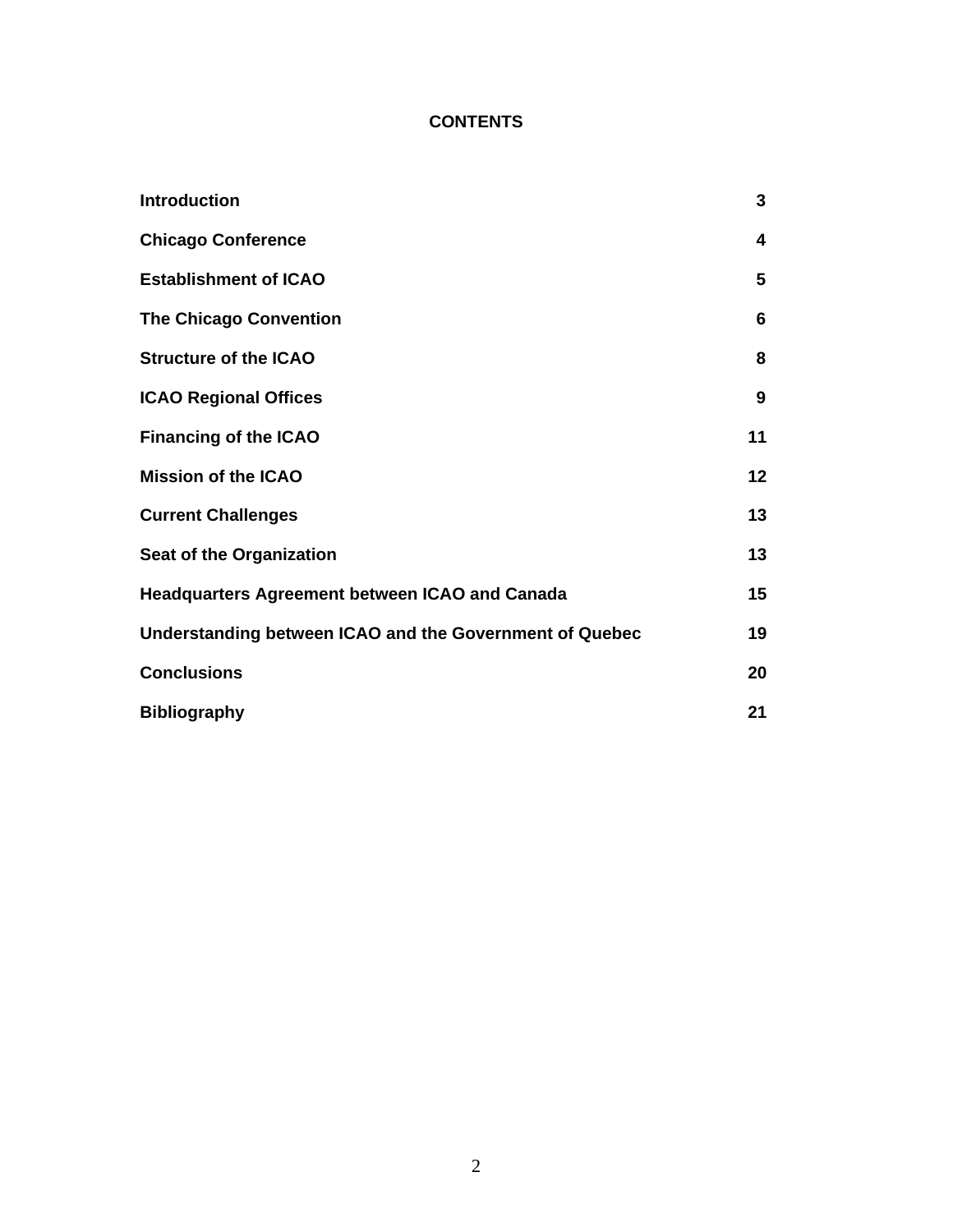# CONTENTS

| | |
|---|---|
| **Introduction** | **3** |
| **Chicago Conference** | **4** |
| **Establishment of ICAO** | **5** |
| **The Chicago Convention** | **6** |
| **Structure of the ICAO** | **8** |
| **ICAO Regional Offices** | **9** |
| **Financing of the ICAO** | **11** |
| **Mission of the ICAO** | **12** |
| **Current Challenges** | **13** |
| **Seat of the Organization** | **13** |
| **Headquarters Agreement between ICAO and Canada** | **15** |
| **Understanding between ICAO and the Government of Quebec** | **19** |
| **Conclusions** | **20** |
| **Bibliography** | **21** |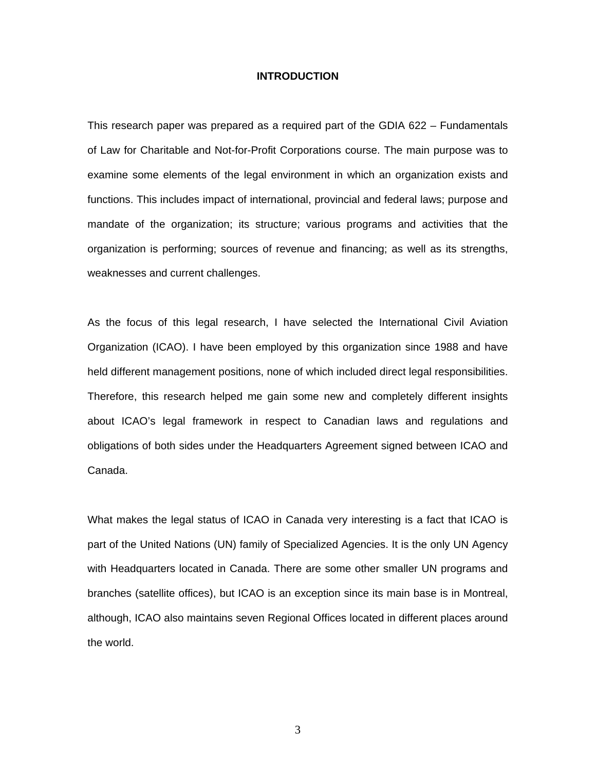# INTRODUCTION

This research paper was prepared as a required part of the GDIA 622 – Fundamentals of Law for Charitable and Not-for-Profit Corporations course. The main purpose was to examine some elements of the legal environment in which an organization exists and functions. This includes impact of international, provincial and federal laws; purpose and mandate of the organization; its structure; various programs and activities that the organization is performing; sources of revenue and financing; as well as its strengths, weaknesses and current challenges.

As the focus of this legal research, I have selected the International Civil Aviation Organization (ICAO). I have been employed by this organization since 1988 and have held different management positions, none of which included direct legal responsibilities. Therefore, this research helped me gain some new and completely different insights about ICAO's legal framework in respect to Canadian laws and regulations and obligations of both sides under the Headquarters Agreement signed between ICAO and Canada.

What makes the legal status of ICAO in Canada very interesting is a fact that ICAO is part of the United Nations (UN) family of Specialized Agencies. It is the only UN Agency with Headquarters located in Canada. There are some other smaller UN programs and branches (satellite offices), but ICAO is an exception since its main base is in Montreal, although, ICAO also maintains seven Regional Offices located in different places around the world.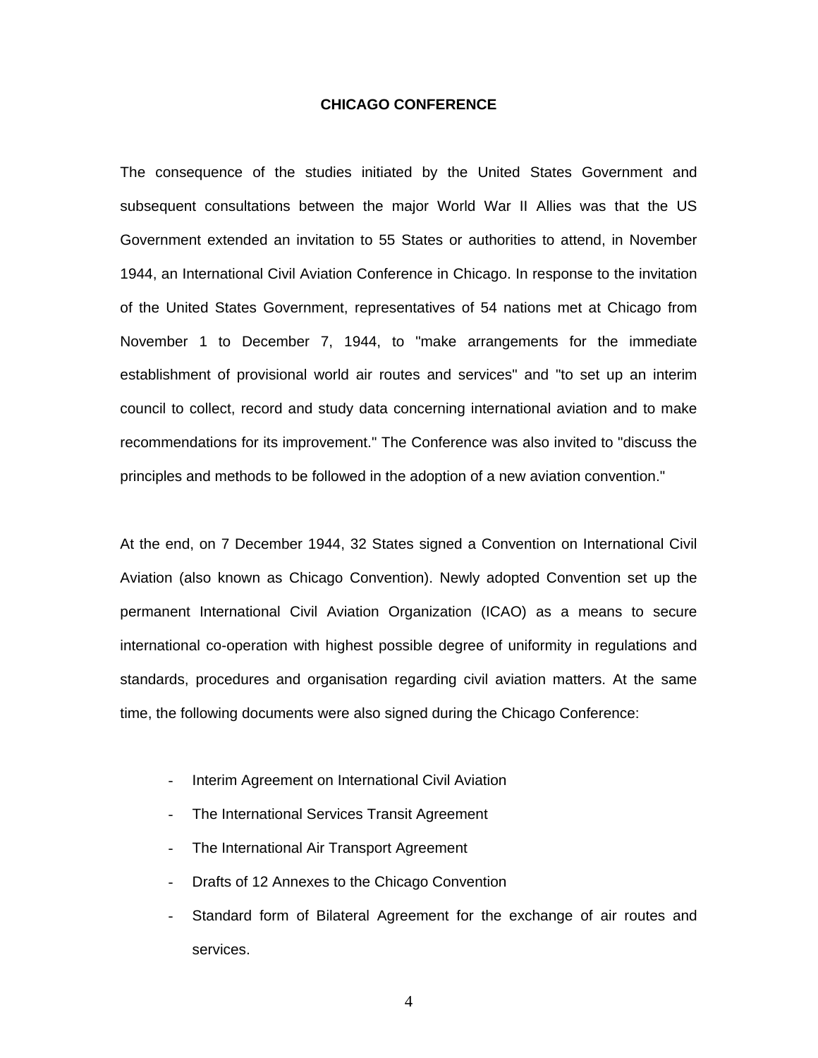## CHICAGO CONFERENCE

The consequence of the studies initiated by the United States Government and subsequent consultations between the major World War II Allies was that the US Government extended an invitation to 55 States or authorities to attend, in November 1944, an International Civil Aviation Conference in Chicago. In response to the invitation of the United States Government, representatives of 54 nations met at Chicago from November 1 to December 7, 1944, to "make arrangements for the immediate establishment of provisional world air routes and services" and "to set up an interim council to collect, record and study data concerning international aviation and to make recommendations for its improvement." The Conference was also invited to "discuss the principles and methods to be followed in the adoption of a new aviation convention."

At the end, on 7 December 1944, 32 States signed a Convention on International Civil Aviation (also known as Chicago Convention). Newly adopted Convention set up the permanent International Civil Aviation Organization (ICAO) as a means to secure international co-operation with highest possible degree of uniformity in regulations and standards, procedures and organisation regarding civil aviation matters. At the same time, the following documents were also signed during the Chicago Conference:

- Interim Agreement on International Civil Aviation
- The International Services Transit Agreement
- The International Air Transport Agreement
- Drafts of 12 Annexes to the Chicago Convention
- Standard form of Bilateral Agreement for the exchange of air routes and services.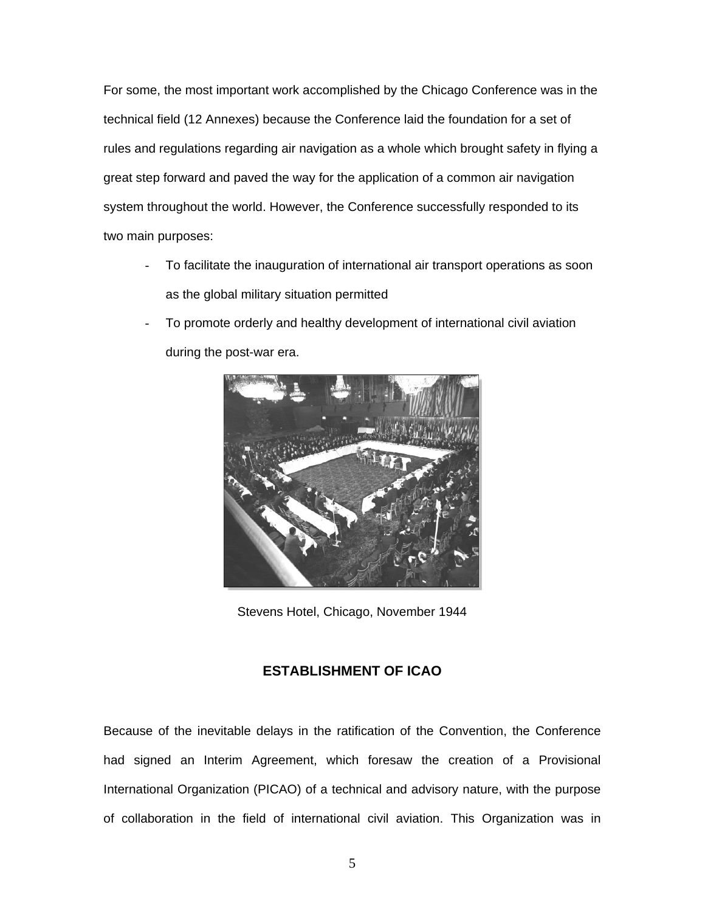For some, the most important work accomplished by the Chicago Conference was in the technical field (12 Annexes) because the Conference laid the foundation for a set of rules and regulations regarding air navigation as a whole which brought safety in flying a great step forward and paved the way for the application of a common air navigation system throughout the world. However, the Conference successfully responded to its two main purposes:

- To facilitate the inauguration of international air transport operations as soon as the global military situation permitted
- To promote orderly and healthy development of international civil aviation during the post-war era.

Stevens Hotel, Chicago, November 1944

## ESTABLISHMENT OF ICAO

Because of the inevitable delays in the ratification of the Convention, the Conference had signed an Interim Agreement, which foresaw the creation of a Provisional International Organization (PICAO) of a technical and advisory nature, with the purpose of collaboration in the field of international civil aviation. This Organization was in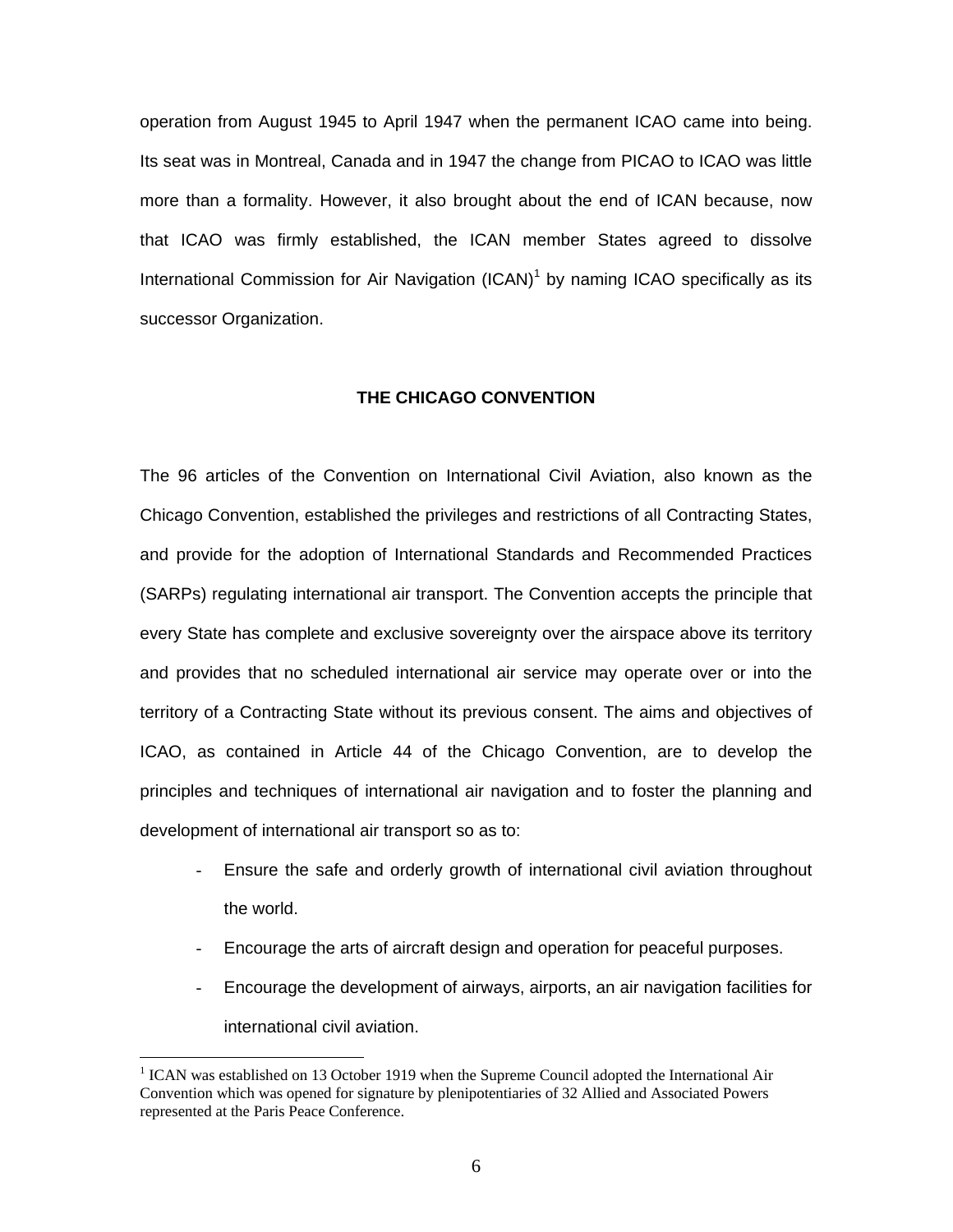operation from August 1945 to April 1947 when the permanent ICAO came into being. Its seat was in Montreal, Canada and in 1947 the change from PICAO to ICAO was little more than a formality. However, it also brought about the end of ICAN because, now that ICAO was firmly established, the ICAN member States agreed to dissolve International Commission for Air Navigation (ICAN)[1] by naming ICAO specifically as its successor Organization.

## THE CHICAGO CONVENTION

The 96 articles of the Convention on International Civil Aviation, also known as the Chicago Convention, established the privileges and restrictions of all Contracting States, and provide for the adoption of International Standards and Recommended Practices (SARPs) regulating international air transport. The Convention accepts the principle that every State has complete and exclusive sovereignty over the airspace above its territory and provides that no scheduled international air service may operate over or into the territory of a Contracting State without its previous consent. The aims and objectives of ICAO, as contained in Article 44 of the Chicago Convention, are to develop the principles and techniques of international air navigation and to foster the planning and development of international air transport so as to:

- Ensure the safe and orderly growth of international civil aviation throughout the world.
- Encourage the arts of aircraft design and operation for peaceful purposes.
- Encourage the development of airways, airports, an air navigation facilities for international civil aviation.

[1] ICAN was established on 13 October 1919 when the Supreme Council adopted the International Air Convention which was opened for signature by plenipotentiaries of 32 Allied and Associated Powers represented at the Paris Peace Conference.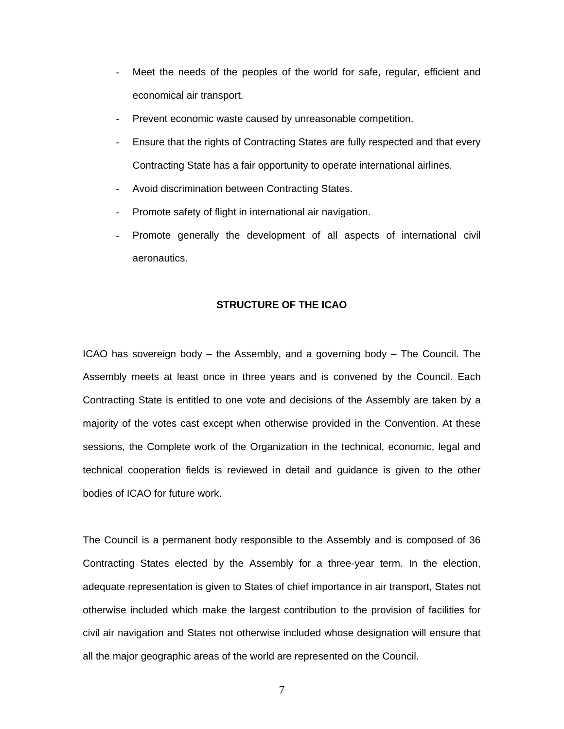- Meet the needs of the peoples of the world for safe, regular, efficient and economical air transport.
- Prevent economic waste caused by unreasonable competition.
- Ensure that the rights of Contracting States are fully respected and that every Contracting State has a fair opportunity to operate international airlines.
- Avoid discrimination between Contracting States.
- Promote safety of flight in international air navigation.
- Promote generally the development of all aspects of international civil aeronautics.

## STRUCTURE OF THE ICAO

ICAO has sovereign body – the Assembly, and a governing body – The Council. The Assembly meets at least once in three years and is convened by the Council. Each Contracting State is entitled to one vote and decisions of the Assembly are taken by a majority of the votes cast except when otherwise provided in the Convention. At these sessions, the Complete work of the Organization in the technical, economic, legal and technical cooperation fields is reviewed in detail and guidance is given to the other bodies of ICAO for future work.

The Council is a permanent body responsible to the Assembly and is composed of 36 Contracting States elected by the Assembly for a three-year term. In the election, adequate representation is given to States of chief importance in air transport, States not otherwise included which make the largest contribution to the provision of facilities for civil air navigation and States not otherwise included whose designation will ensure that all the major geographic areas of the world are represented on the Council.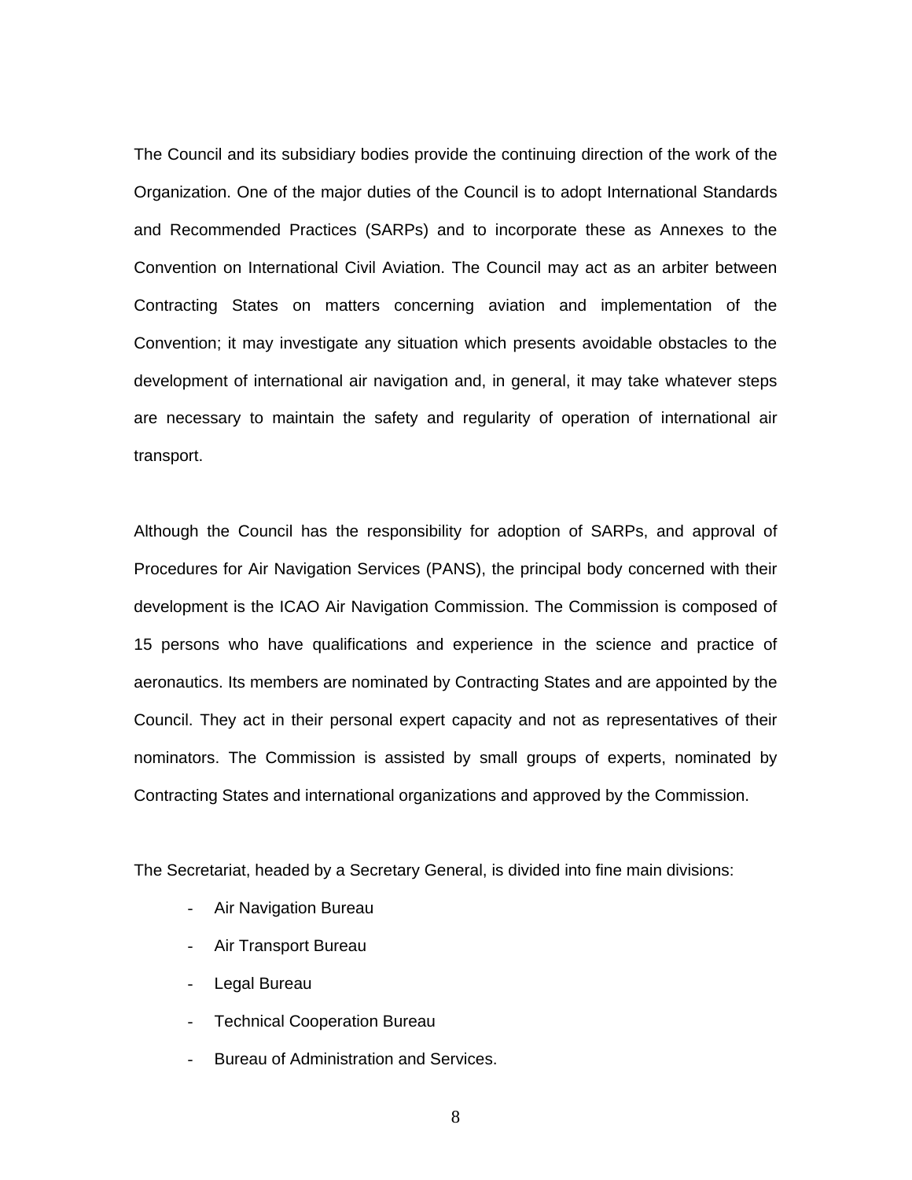The Council and its subsidiary bodies provide the continuing direction of the work of the Organization. One of the major duties of the Council is to adopt International Standards and Recommended Practices (SARPs) and to incorporate these as Annexes to the Convention on International Civil Aviation. The Council may act as an arbiter between Contracting States on matters concerning aviation and implementation of the Convention; it may investigate any situation which presents avoidable obstacles to the development of international air navigation and, in general, it may take whatever steps are necessary to maintain the safety and regularity of operation of international air transport.

Although the Council has the responsibility for adoption of SARPs, and approval of Procedures for Air Navigation Services (PANS), the principal body concerned with their development is the ICAO Air Navigation Commission. The Commission is composed of 15 persons who have qualifications and experience in the science and practice of aeronautics. Its members are nominated by Contracting States and are appointed by the Council. They act in their personal expert capacity and not as representatives of their nominators. The Commission is assisted by small groups of experts, nominated by Contracting States and international organizations and approved by the Commission.

The Secretariat, headed by a Secretary General, is divided into fine main divisions:

- Air Navigation Bureau
- Air Transport Bureau
- Legal Bureau
- Technical Cooperation Bureau
- Bureau of Administration and Services.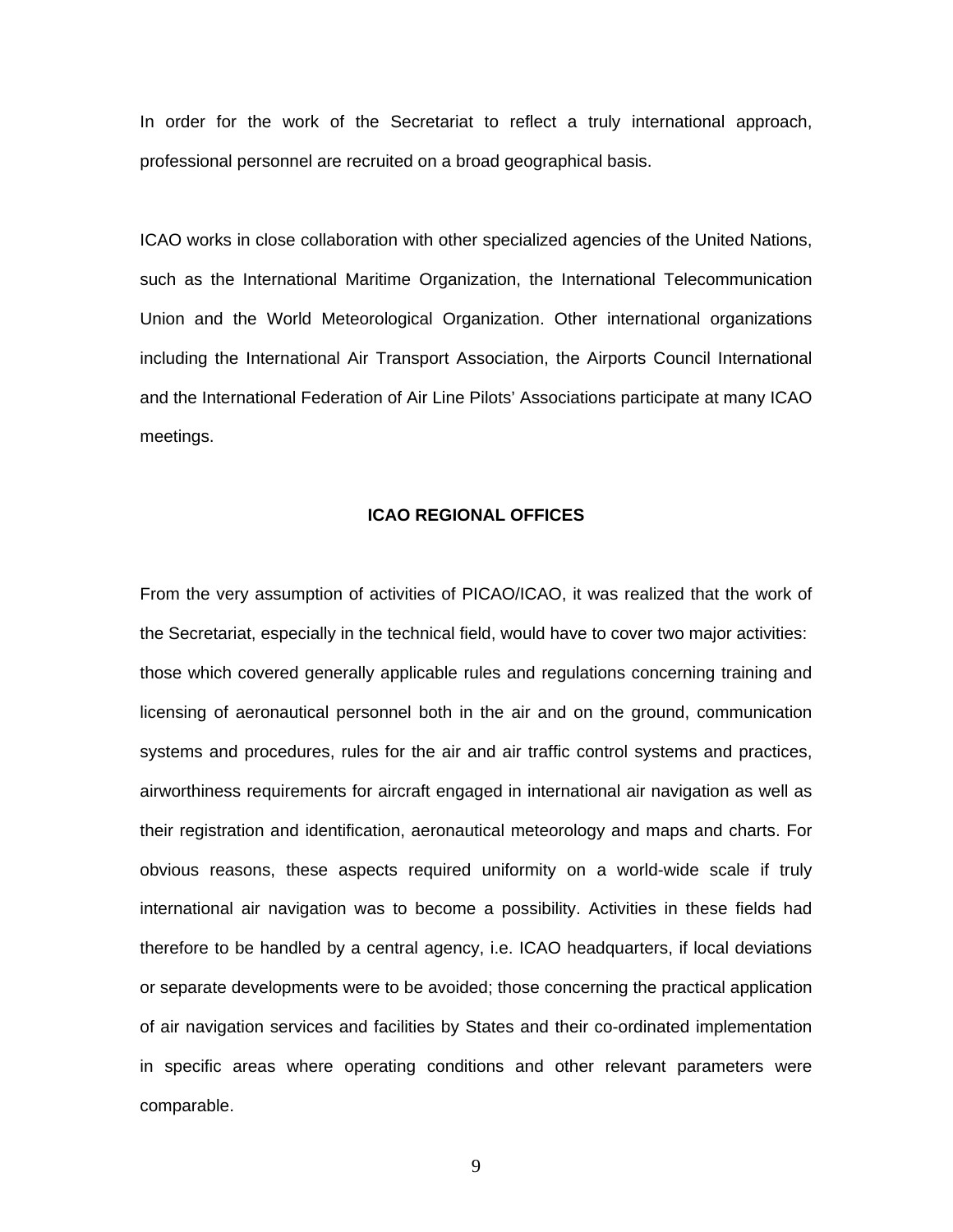In order for the work of the Secretariat to reflect a truly international approach, professional personnel are recruited on a broad geographical basis.

ICAO works in close collaboration with other specialized agencies of the United Nations, such as the International Maritime Organization, the International Telecommunication Union and the World Meteorological Organization. Other international organizations including the International Air Transport Association, the Airports Council International and the International Federation of Air Line Pilots' Associations participate at many ICAO meetings.

## ICAO REGIONAL OFFICES

From the very assumption of activities of PICAO/ICAO, it was realized that the work of the Secretariat, especially in the technical field, would have to cover two major activities: those which covered generally applicable rules and regulations concerning training and licensing of aeronautical personnel both in the air and on the ground, communication systems and procedures, rules for the air and air traffic control systems and practices, airworthiness requirements for aircraft engaged in international air navigation as well as their registration and identification, aeronautical meteorology and maps and charts. For obvious reasons, these aspects required uniformity on a world-wide scale if truly international air navigation was to become a possibility. Activities in these fields had therefore to be handled by a central agency, i.e. ICAO headquarters, if local deviations or separate developments were to be avoided; those concerning the practical application of air navigation services and facilities by States and their co-ordinated implementation in specific areas where operating conditions and other relevant parameters were comparable.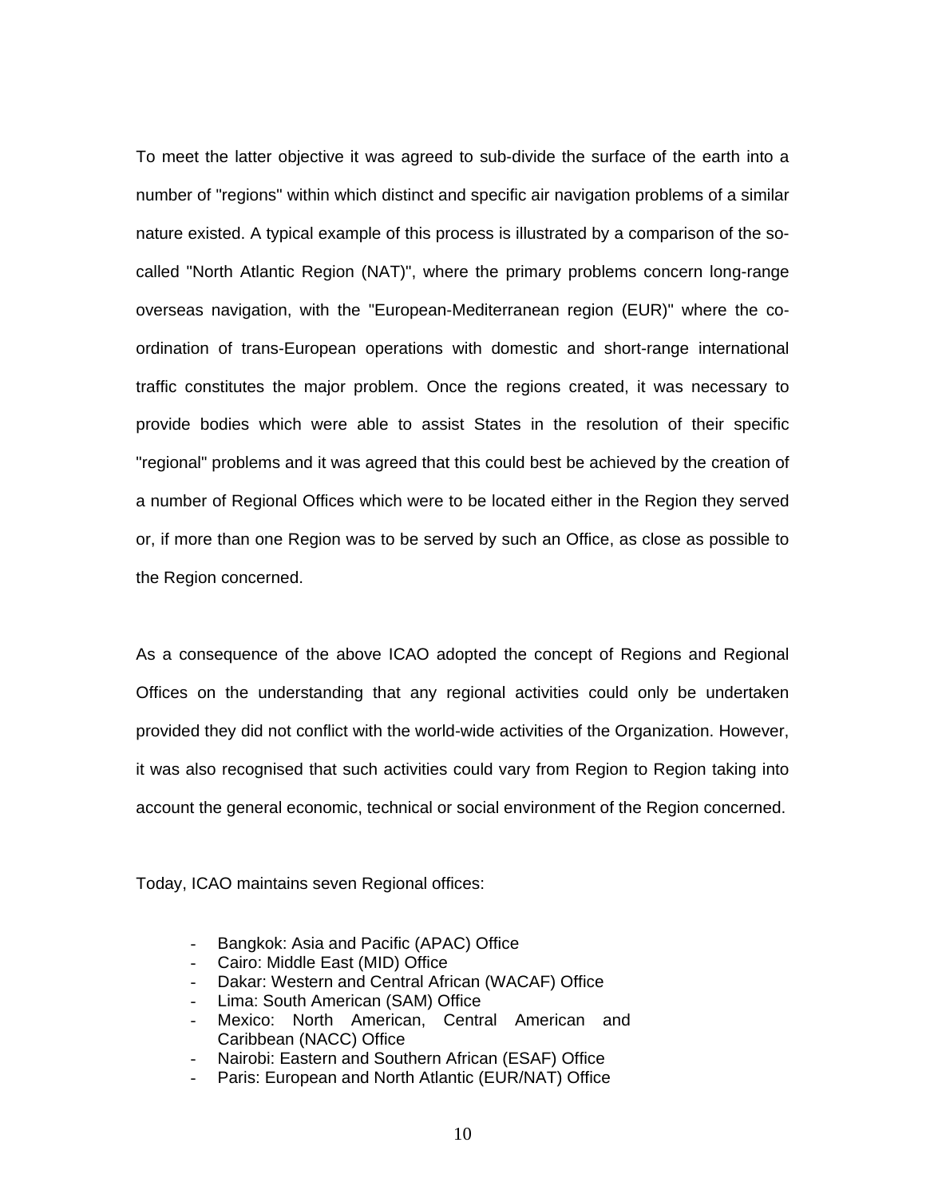To meet the latter objective it was agreed to sub-divide the surface of the earth into a number of "regions" within which distinct and specific air navigation problems of a similar nature existed. A typical example of this process is illustrated by a comparison of the so-called "North Atlantic Region (NAT)", where the primary problems concern long-range overseas navigation, with the "European-Mediterranean region (EUR)" where the co-ordination of trans-European operations with domestic and short-range international traffic constitutes the major problem. Once the regions created, it was necessary to provide bodies which were able to assist States in the resolution of their specific "regional" problems and it was agreed that this could best be achieved by the creation of a number of Regional Offices which were to be located either in the Region they served or, if more than one Region was to be served by such an Office, as close as possible to the Region concerned.

As a consequence of the above ICAO adopted the concept of Regions and Regional Offices on the understanding that any regional activities could only be undertaken provided they did not conflict with the world-wide activities of the Organization. However, it was also recognised that such activities could vary from Region to Region taking into account the general economic, technical or social environment of the Region concerned.

Today, ICAO maintains seven Regional offices:

- Bangkok: Asia and Pacific (APAC) Office
- Cairo: Middle East (MID) Office
- Dakar: Western and Central African (WACAF) Office
- Lima: South American (SAM) Office
- Mexico: North American, Central American and Caribbean (NACC) Office
- Nairobi: Eastern and Southern African (ESAF) Office
- Paris: European and North Atlantic (EUR/NAT) Office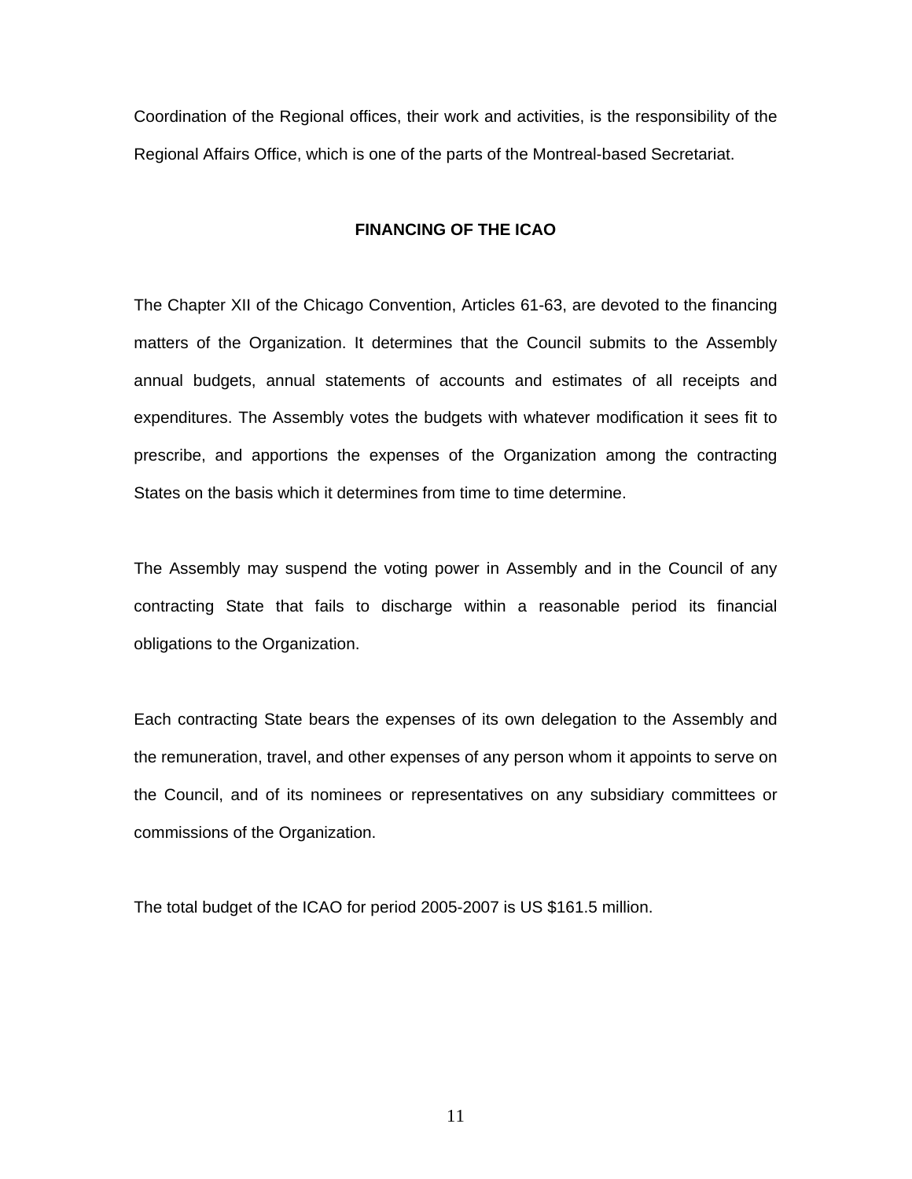Coordination of the Regional offices, their work and activities, is the responsibility of the Regional Affairs Office, which is one of the parts of the Montreal-based Secretariat.

## FINANCING OF THE ICAO

The Chapter XII of the Chicago Convention, Articles 61-63, are devoted to the financing matters of the Organization. It determines that the Council submits to the Assembly annual budgets, annual statements of accounts and estimates of all receipts and expenditures. The Assembly votes the budgets with whatever modification it sees fit to prescribe, and apportions the expenses of the Organization among the contracting States on the basis which it determines from time to time determine.

The Assembly may suspend the voting power in Assembly and in the Council of any contracting State that fails to discharge within a reasonable period its financial obligations to the Organization.

Each contracting State bears the expenses of its own delegation to the Assembly and the remuneration, travel, and other expenses of any person whom it appoints to serve on the Council, and of its nominees or representatives on any subsidiary committees or commissions of the Organization.

The total budget of the ICAO for period 2005-2007 is US $161.5 million.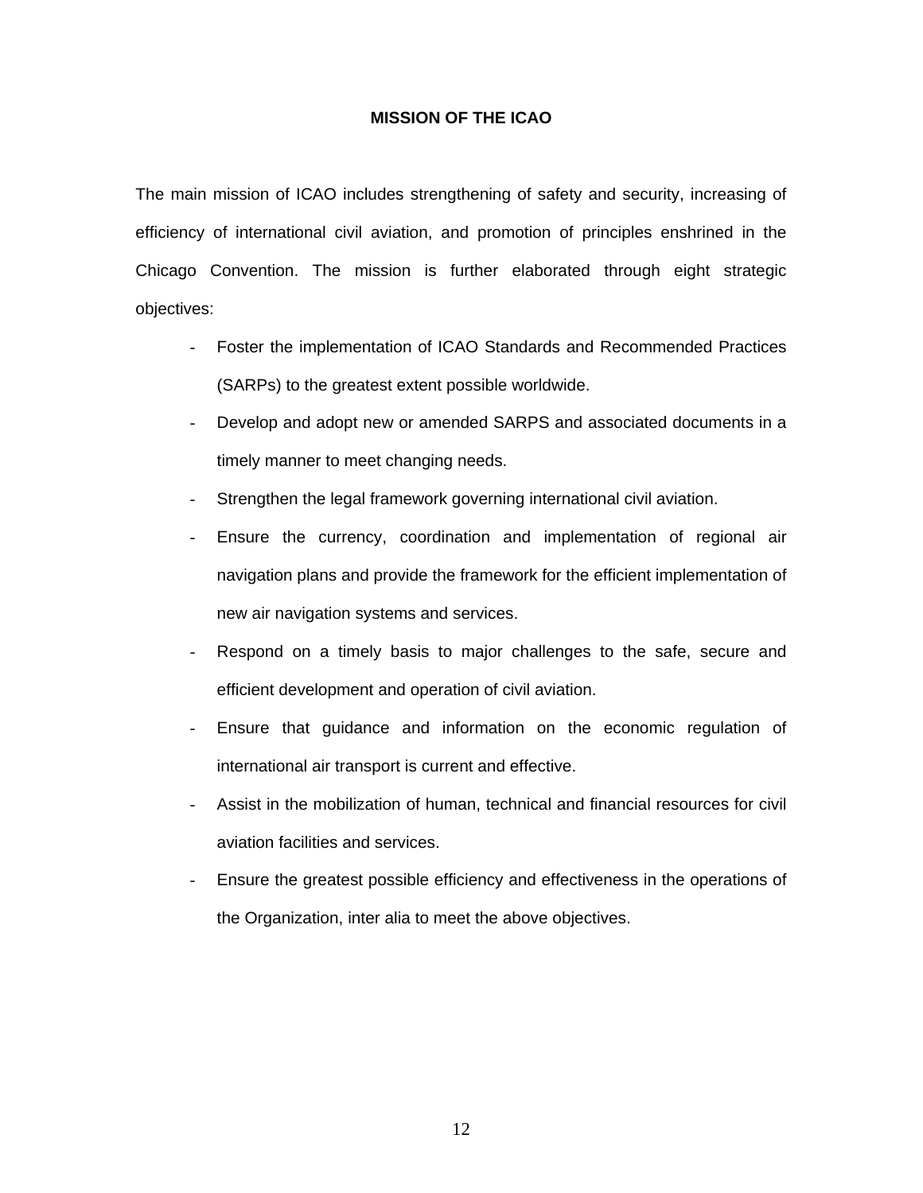## MISSION OF THE ICAO

The main mission of ICAO includes strengthening of safety and security, increasing of efficiency of international civil aviation, and promotion of principles enshrined in the Chicago Convention. The mission is further elaborated through eight strategic objectives:

- Foster the implementation of ICAO Standards and Recommended Practices (SARPs) to the greatest extent possible worldwide.
- Develop and adopt new or amended SARPS and associated documents in a timely manner to meet changing needs.
- Strengthen the legal framework governing international civil aviation.
- Ensure the currency, coordination and implementation of regional air navigation plans and provide the framework for the efficient implementation of new air navigation systems and services.
- Respond on a timely basis to major challenges to the safe, secure and efficient development and operation of civil aviation.
- Ensure that guidance and information on the economic regulation of international air transport is current and effective.
- Assist in the mobilization of human, technical and financial resources for civil aviation facilities and services.
- Ensure the greatest possible efficiency and effectiveness in the operations of the Organization, inter alia to meet the above objectives.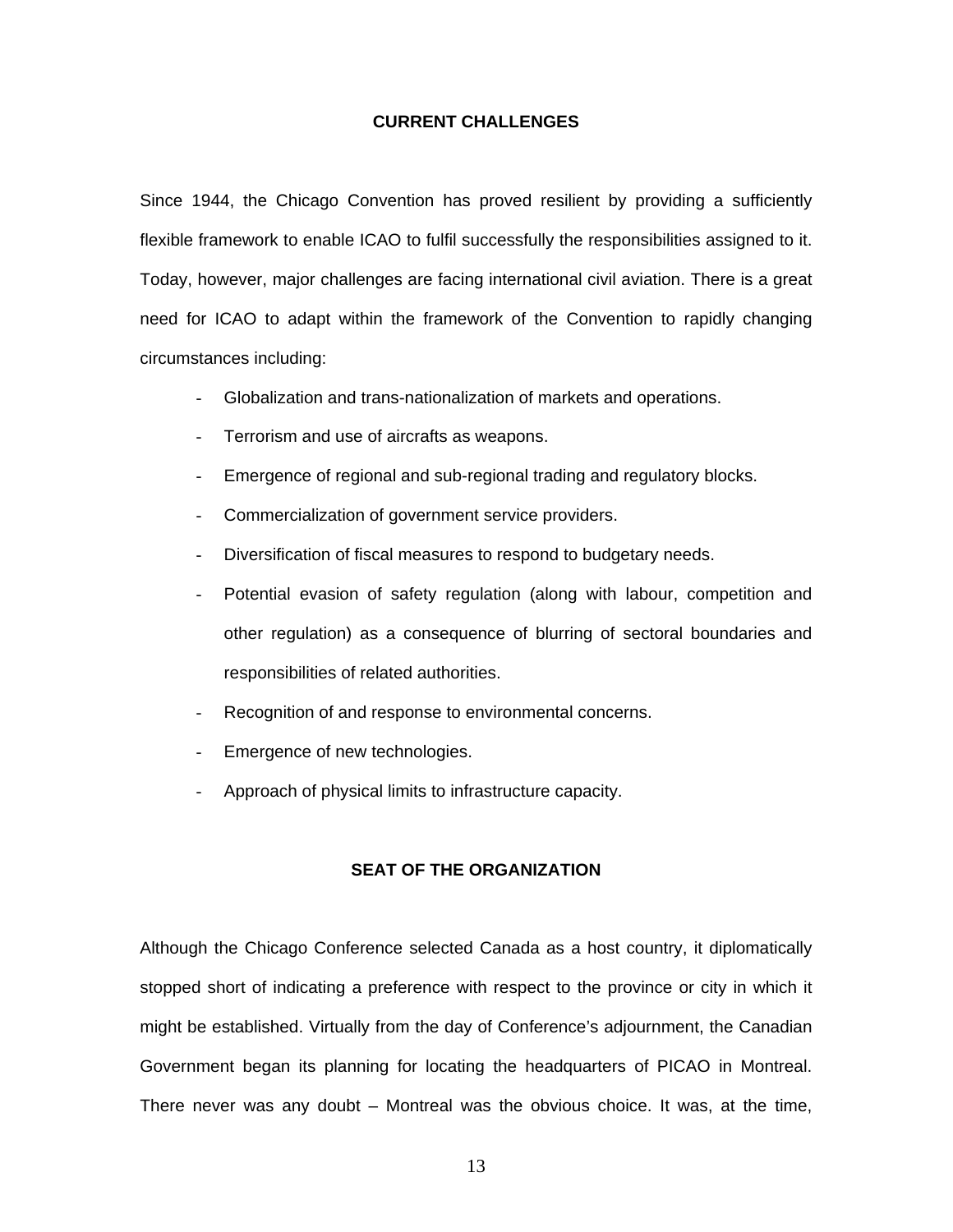## CURRENT CHALLENGES

Since 1944, the Chicago Convention has proved resilient by providing a sufficiently flexible framework to enable ICAO to fulfil successfully the responsibilities assigned to it. Today, however, major challenges are facing international civil aviation. There is a great need for ICAO to adapt within the framework of the Convention to rapidly changing circumstances including:

- Globalization and trans-nationalization of markets and operations.
- Terrorism and use of aircrafts as weapons.
- Emergence of regional and sub-regional trading and regulatory blocks.
- Commercialization of government service providers.
- Diversification of fiscal measures to respond to budgetary needs.
- Potential evasion of safety regulation (along with labour, competition and other regulation) as a consequence of blurring of sectoral boundaries and responsibilities of related authorities.
- Recognition of and response to environmental concerns.
- Emergence of new technologies.
- Approach of physical limits to infrastructure capacity.

## SEAT OF THE ORGANIZATION

Although the Chicago Conference selected Canada as a host country, it diplomatically stopped short of indicating a preference with respect to the province or city in which it might be established. Virtually from the day of Conference's adjournment, the Canadian Government began its planning for locating the headquarters of PICAO in Montreal. There never was any doubt – Montreal was the obvious choice. It was, at the time,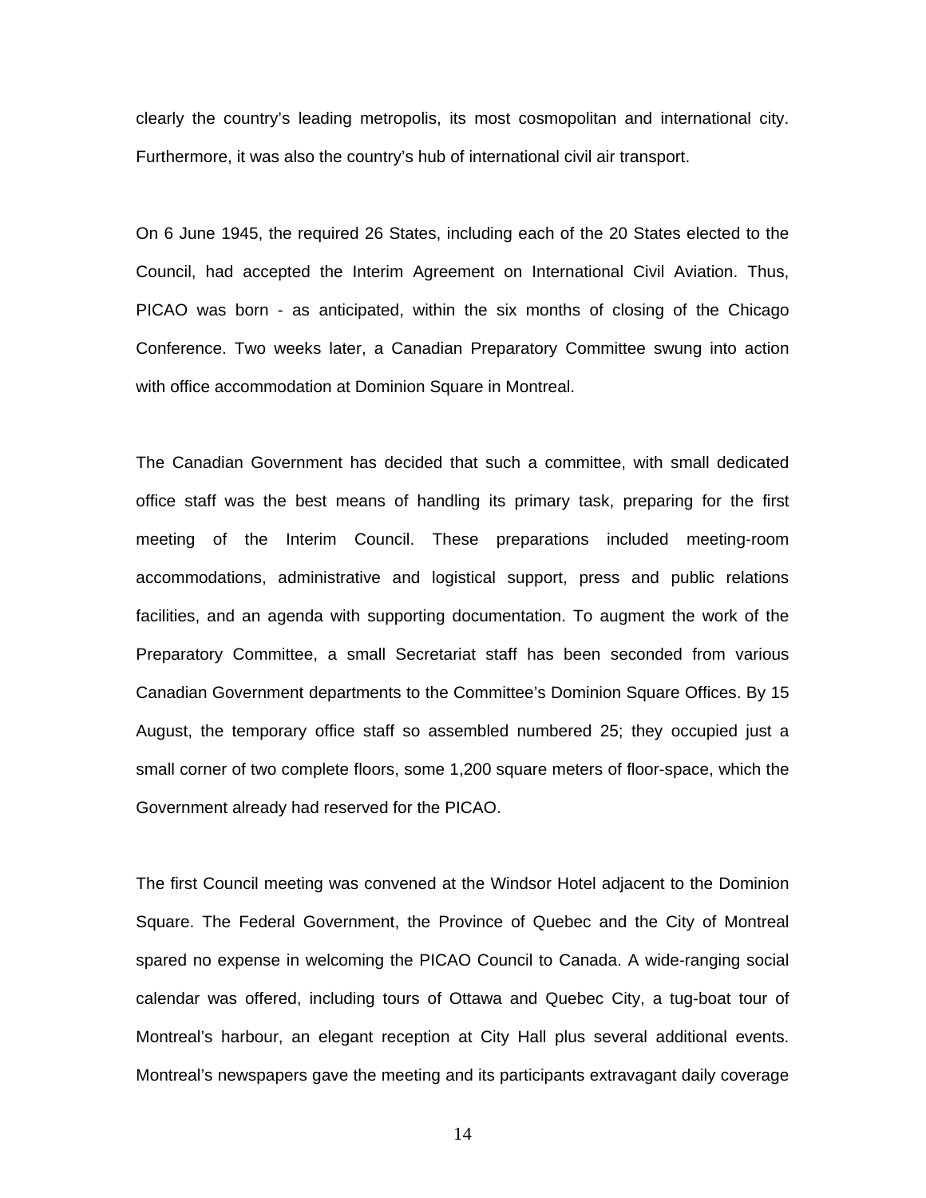clearly the country's leading metropolis, its most cosmopolitan and international city. Furthermore, it was also the country's hub of international civil air transport.

On 6 June 1945, the required 26 States, including each of the 20 States elected to the Council, had accepted the Interim Agreement on International Civil Aviation. Thus, PICAO was born - as anticipated, within the six months of closing of the Chicago Conference. Two weeks later, a Canadian Preparatory Committee swung into action with office accommodation at Dominion Square in Montreal.

The Canadian Government has decided that such a committee, with small dedicated office staff was the best means of handling its primary task, preparing for the first meeting of the Interim Council. These preparations included meeting-room accommodations, administrative and logistical support, press and public relations facilities, and an agenda with supporting documentation. To augment the work of the Preparatory Committee, a small Secretariat staff has been seconded from various Canadian Government departments to the Committee's Dominion Square Offices. By 15 August, the temporary office staff so assembled numbered 25; they occupied just a small corner of two complete floors, some 1,200 square meters of floor-space, which the Government already had reserved for the PICAO.

The first Council meeting was convened at the Windsor Hotel adjacent to the Dominion Square. The Federal Government, the Province of Quebec and the City of Montreal spared no expense in welcoming the PICAO Council to Canada. A wide-ranging social calendar was offered, including tours of Ottawa and Quebec City, a tug-boat tour of Montreal's harbour, an elegant reception at City Hall plus several additional events. Montreal's newspapers gave the meeting and its participants extravagant daily coverage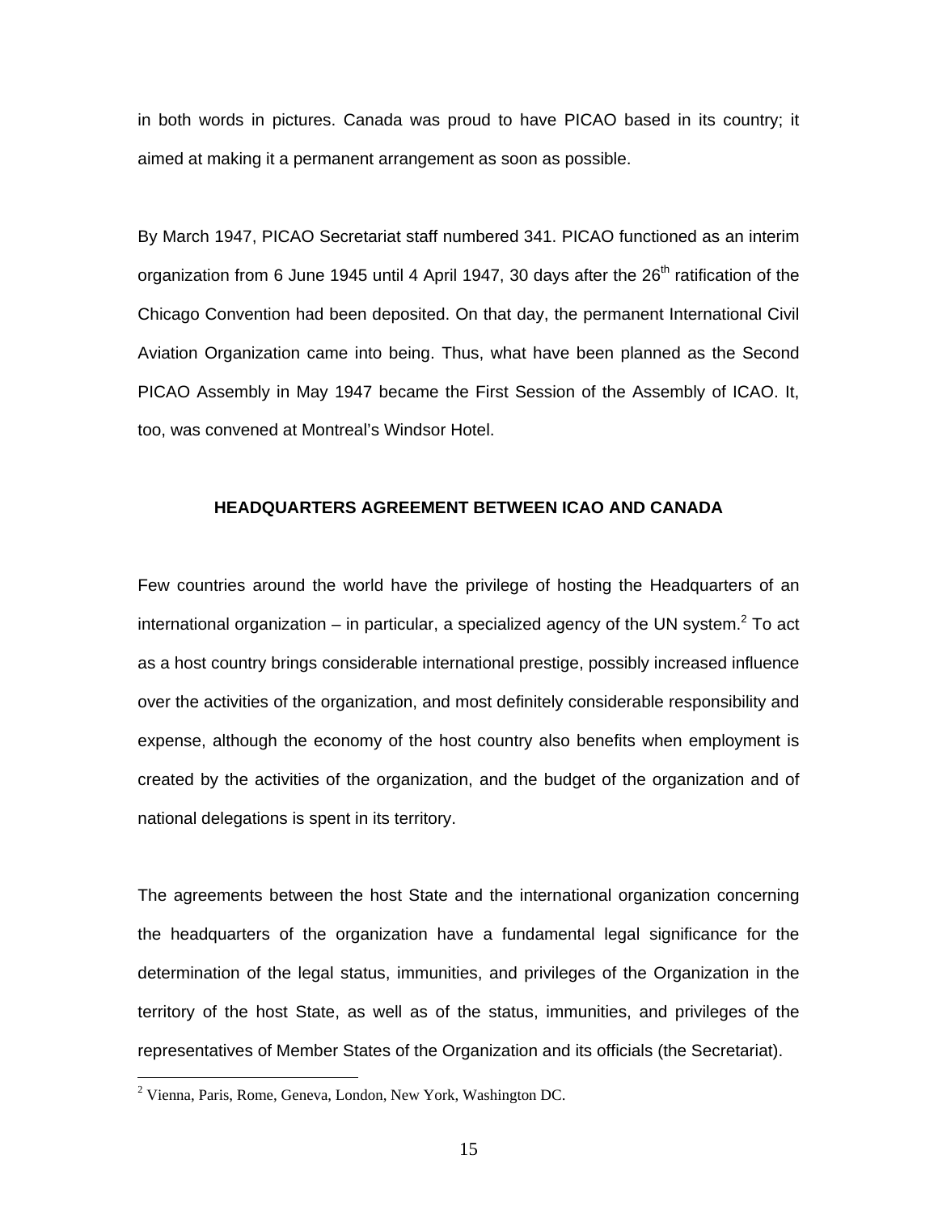in both words in pictures. Canada was proud to have PICAO based in its country; it aimed at making it a permanent arrangement as soon as possible.

By March 1947, PICAO Secretariat staff numbered 341. PICAO functioned as an interim organization from 6 June 1945 until 4 April 1947, 30 days after the 26th ratification of the Chicago Convention had been deposited. On that day, the permanent International Civil Aviation Organization came into being. Thus, what have been planned as the Second PICAO Assembly in May 1947 became the First Session of the Assembly of ICAO. It, too, was convened at Montreal's Windsor Hotel.

## HEADQUARTERS AGREEMENT BETWEEN ICAO AND CANADA

Few countries around the world have the privilege of hosting the Headquarters of an international organization – in particular, a specialized agency of the UN system.[2] To act as a host country brings considerable international prestige, possibly increased influence over the activities of the organization, and most definitely considerable responsibility and expense, although the economy of the host country also benefits when employment is created by the activities of the organization, and the budget of the organization and of national delegations is spent in its territory.

The agreements between the host State and the international organization concerning the headquarters of the organization have a fundamental legal significance for the determination of the legal status, immunities, and privileges of the Organization in the territory of the host State, as well as of the status, immunities, and privileges of the representatives of Member States of the Organization and its officials (the Secretariat).

---

[2] Vienna, Paris, Rome, Geneva, London, New York, Washington DC.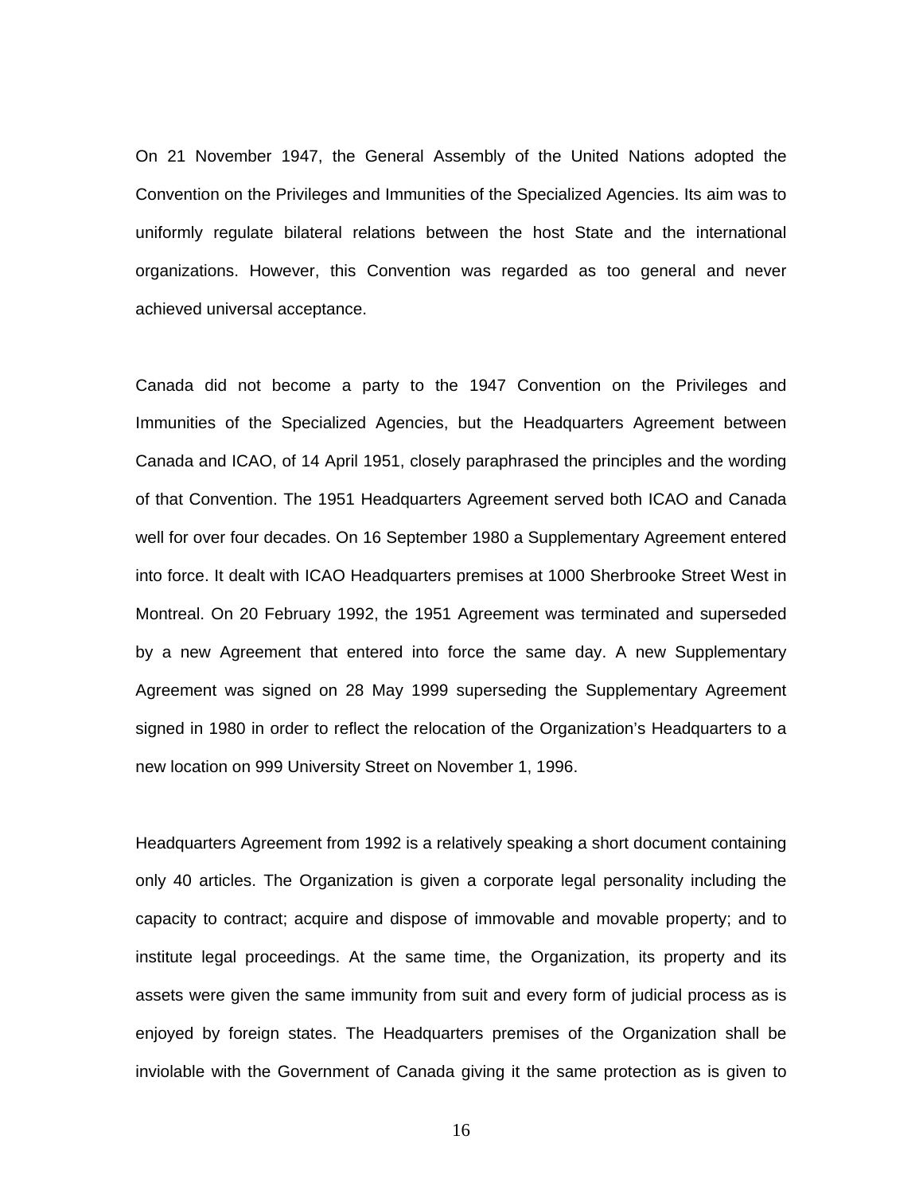On 21 November 1947, the General Assembly of the United Nations adopted the Convention on the Privileges and Immunities of the Specialized Agencies. Its aim was to uniformly regulate bilateral relations between the host State and the international organizations. However, this Convention was regarded as too general and never achieved universal acceptance.

Canada did not become a party to the 1947 Convention on the Privileges and Immunities of the Specialized Agencies, but the Headquarters Agreement between Canada and ICAO, of 14 April 1951, closely paraphrased the principles and the wording of that Convention. The 1951 Headquarters Agreement served both ICAO and Canada well for over four decades. On 16 September 1980 a Supplementary Agreement entered into force. It dealt with ICAO Headquarters premises at 1000 Sherbrooke Street West in Montreal. On 20 February 1992, the 1951 Agreement was terminated and superseded by a new Agreement that entered into force the same day. A new Supplementary Agreement was signed on 28 May 1999 superseding the Supplementary Agreement signed in 1980 in order to reflect the relocation of the Organization's Headquarters to a new location on 999 University Street on November 1, 1996.

Headquarters Agreement from 1992 is a relatively speaking a short document containing only 40 articles. The Organization is given a corporate legal personality including the capacity to contract; acquire and dispose of immovable and movable property; and to institute legal proceedings. At the same time, the Organization, its property and its assets were given the same immunity from suit and every form of judicial process as is enjoyed by foreign states. The Headquarters premises of the Organization shall be inviolable with the Government of Canada giving it the same protection as is given to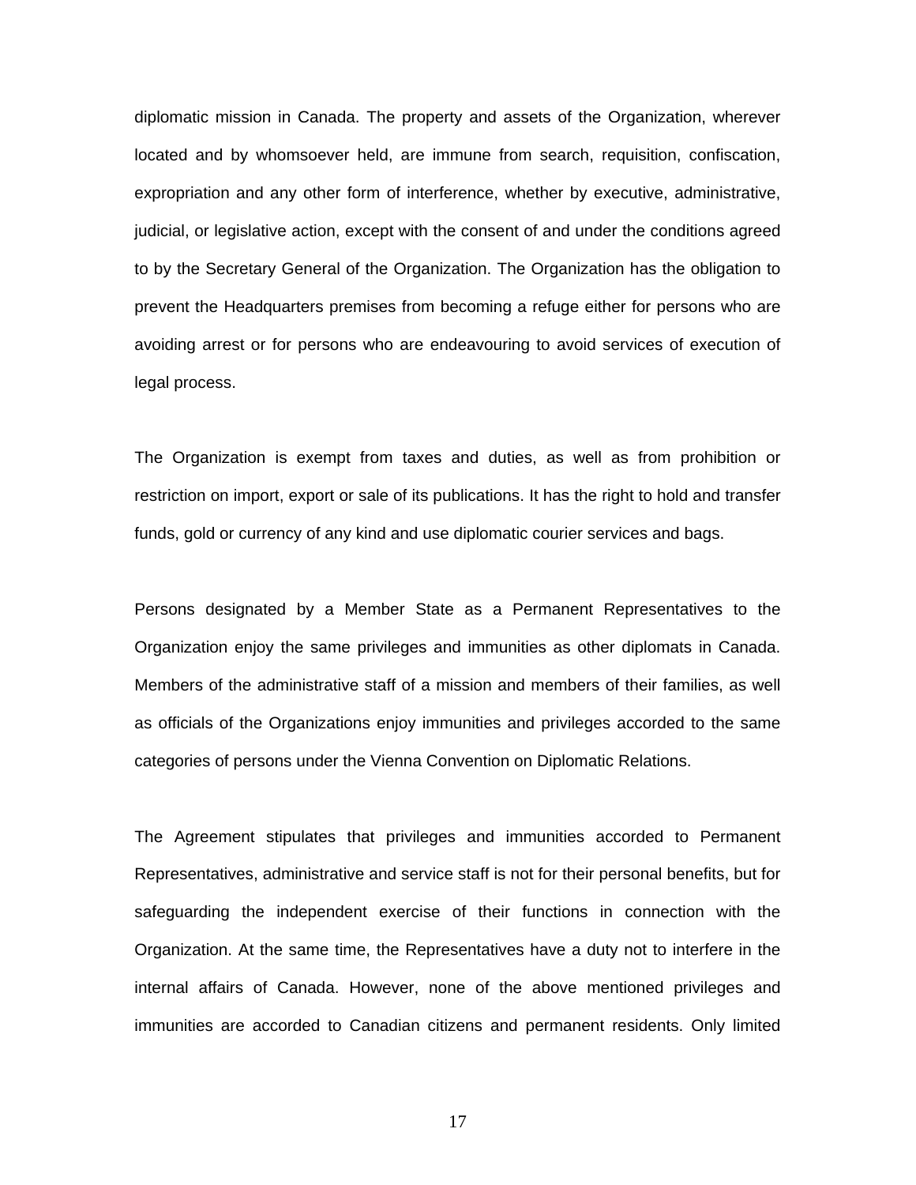diplomatic mission in Canada. The property and assets of the Organization, wherever located and by whomsoever held, are immune from search, requisition, confiscation, expropriation and any other form of interference, whether by executive, administrative, judicial, or legislative action, except with the consent of and under the conditions agreed to by the Secretary General of the Organization. The Organization has the obligation to prevent the Headquarters premises from becoming a refuge either for persons who are avoiding arrest or for persons who are endeavouring to avoid services of execution of legal process.

The Organization is exempt from taxes and duties, as well as from prohibition or restriction on import, export or sale of its publications. It has the right to hold and transfer funds, gold or currency of any kind and use diplomatic courier services and bags.

Persons designated by a Member State as a Permanent Representatives to the Organization enjoy the same privileges and immunities as other diplomats in Canada. Members of the administrative staff of a mission and members of their families, as well as officials of the Organizations enjoy immunities and privileges accorded to the same categories of persons under the Vienna Convention on Diplomatic Relations.

The Agreement stipulates that privileges and immunities accorded to Permanent Representatives, administrative and service staff is not for their personal benefits, but for safeguarding the independent exercise of their functions in connection with the Organization. At the same time, the Representatives have a duty not to interfere in the internal affairs of Canada. However, none of the above mentioned privileges and immunities are accorded to Canadian citizens and permanent residents. Only limited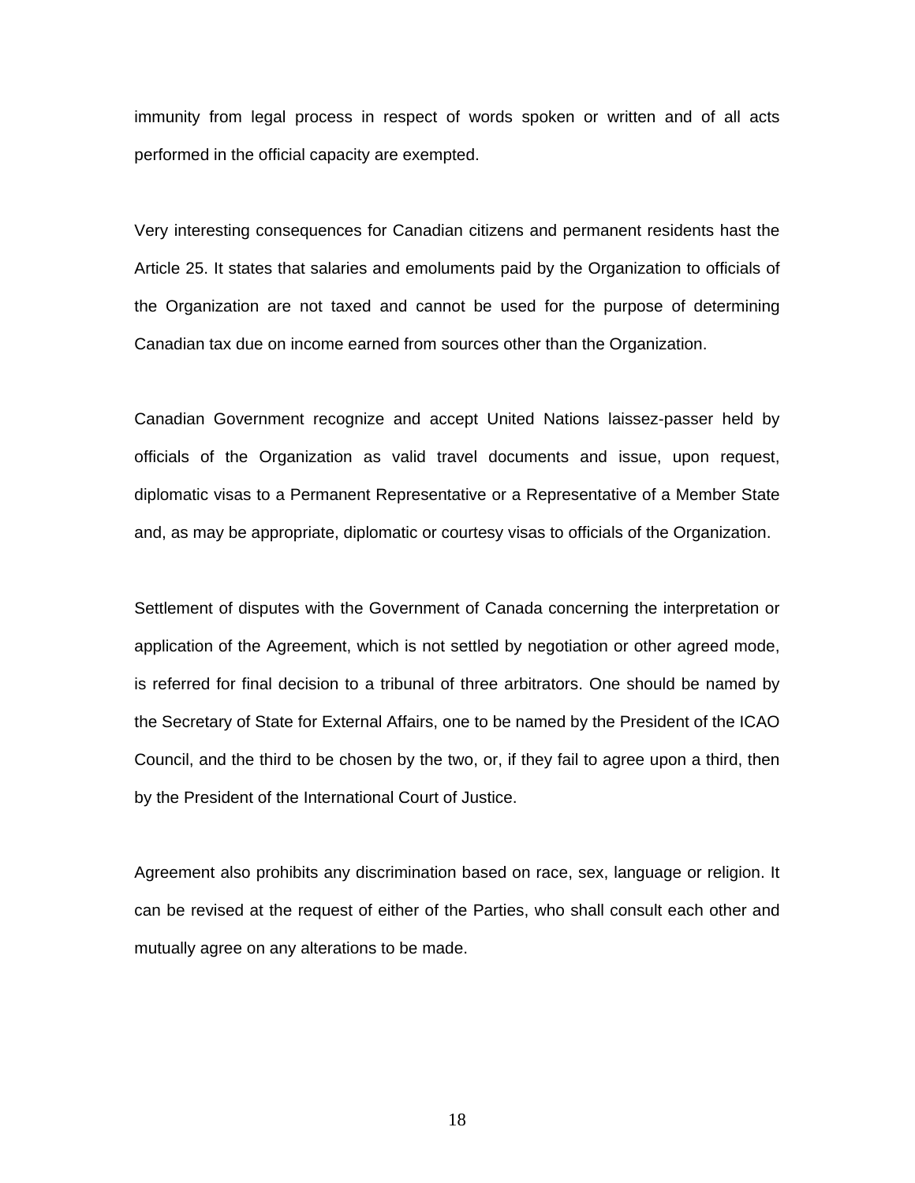immunity from legal process in respect of words spoken or written and of all acts performed in the official capacity are exempted.

Very interesting consequences for Canadian citizens and permanent residents hast the Article 25. It states that salaries and emoluments paid by the Organization to officials of the Organization are not taxed and cannot be used for the purpose of determining Canadian tax due on income earned from sources other than the Organization.

Canadian Government recognize and accept United Nations laissez-passer held by officials of the Organization as valid travel documents and issue, upon request, diplomatic visas to a Permanent Representative or a Representative of a Member State and, as may be appropriate, diplomatic or courtesy visas to officials of the Organization.

Settlement of disputes with the Government of Canada concerning the interpretation or application of the Agreement, which is not settled by negotiation or other agreed mode, is referred for final decision to a tribunal of three arbitrators. One should be named by the Secretary of State for External Affairs, one to be named by the President of the ICAO Council, and the third to be chosen by the two, or, if they fail to agree upon a third, then by the President of the International Court of Justice.

Agreement also prohibits any discrimination based on race, sex, language or religion. It can be revised at the request of either of the Parties, who shall consult each other and mutually agree on any alterations to be made.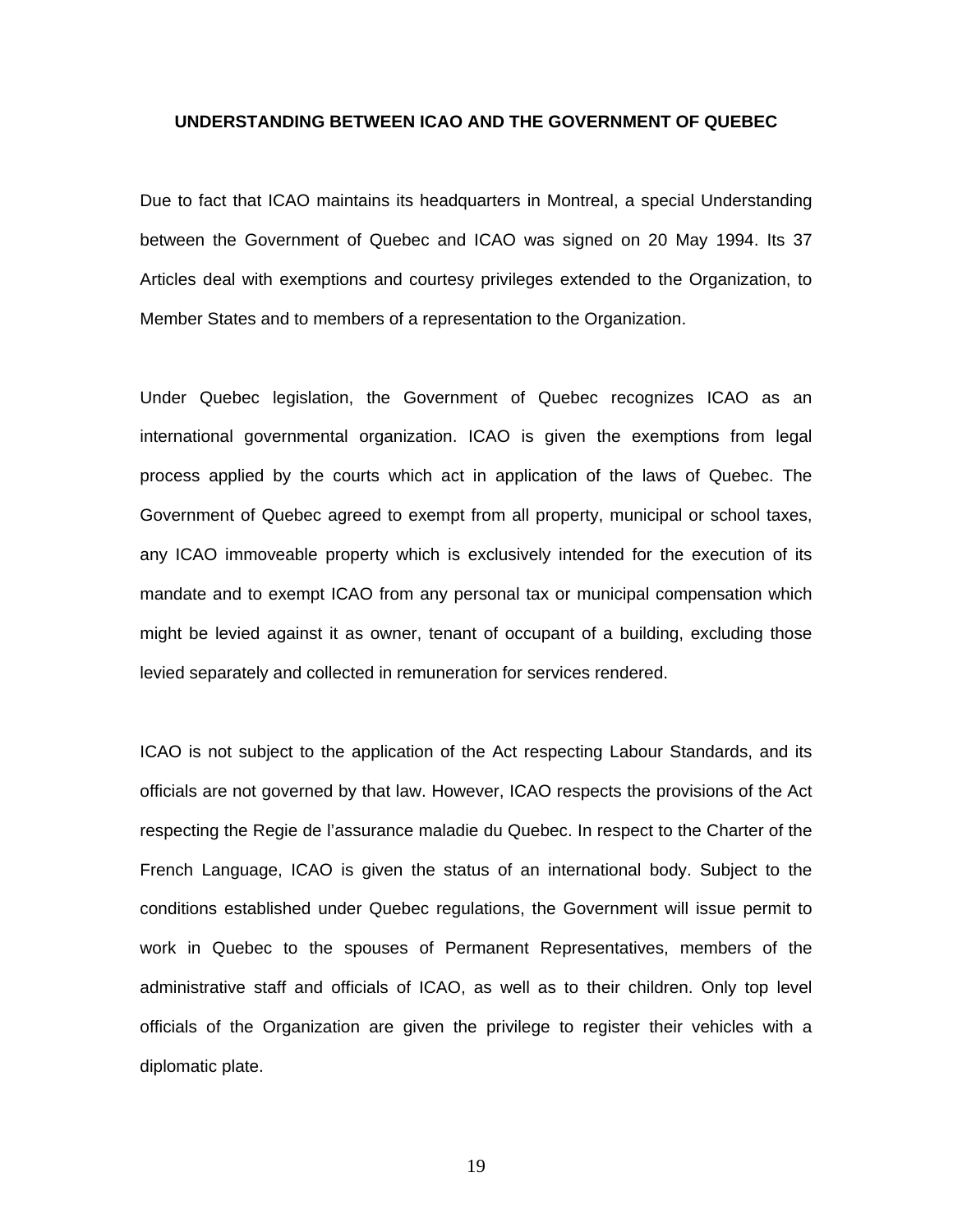**UNDERSTANDING BETWEEN ICAO AND THE GOVERNMENT OF QUEBEC**

Due to fact that ICAO maintains its headquarters in Montreal, a special Understanding between the Government of Quebec and ICAO was signed on 20 May 1994. Its 37 Articles deal with exemptions and courtesy privileges extended to the Organization, to Member States and to members of a representation to the Organization.

Under Quebec legislation, the Government of Quebec recognizes ICAO as an international governmental organization. ICAO is given the exemptions from legal process applied by the courts which act in application of the laws of Quebec. The Government of Quebec agreed to exempt from all property, municipal or school taxes, any ICAO immoveable property which is exclusively intended for the execution of its mandate and to exempt ICAO from any personal tax or municipal compensation which might be levied against it as owner, tenant of occupant of a building, excluding those levied separately and collected in remuneration for services rendered.

ICAO is not subject to the application of the Act respecting Labour Standards, and its officials are not governed by that law. However, ICAO respects the provisions of the Act respecting the Regie de l'assurance maladie du Quebec. In respect to the Charter of the French Language, ICAO is given the status of an international body. Subject to the conditions established under Quebec regulations, the Government will issue permit to work in Quebec to the spouses of Permanent Representatives, members of the administrative staff and officials of ICAO, as well as to their children. Only top level officials of the Organization are given the privilege to register their vehicles with a diplomatic plate.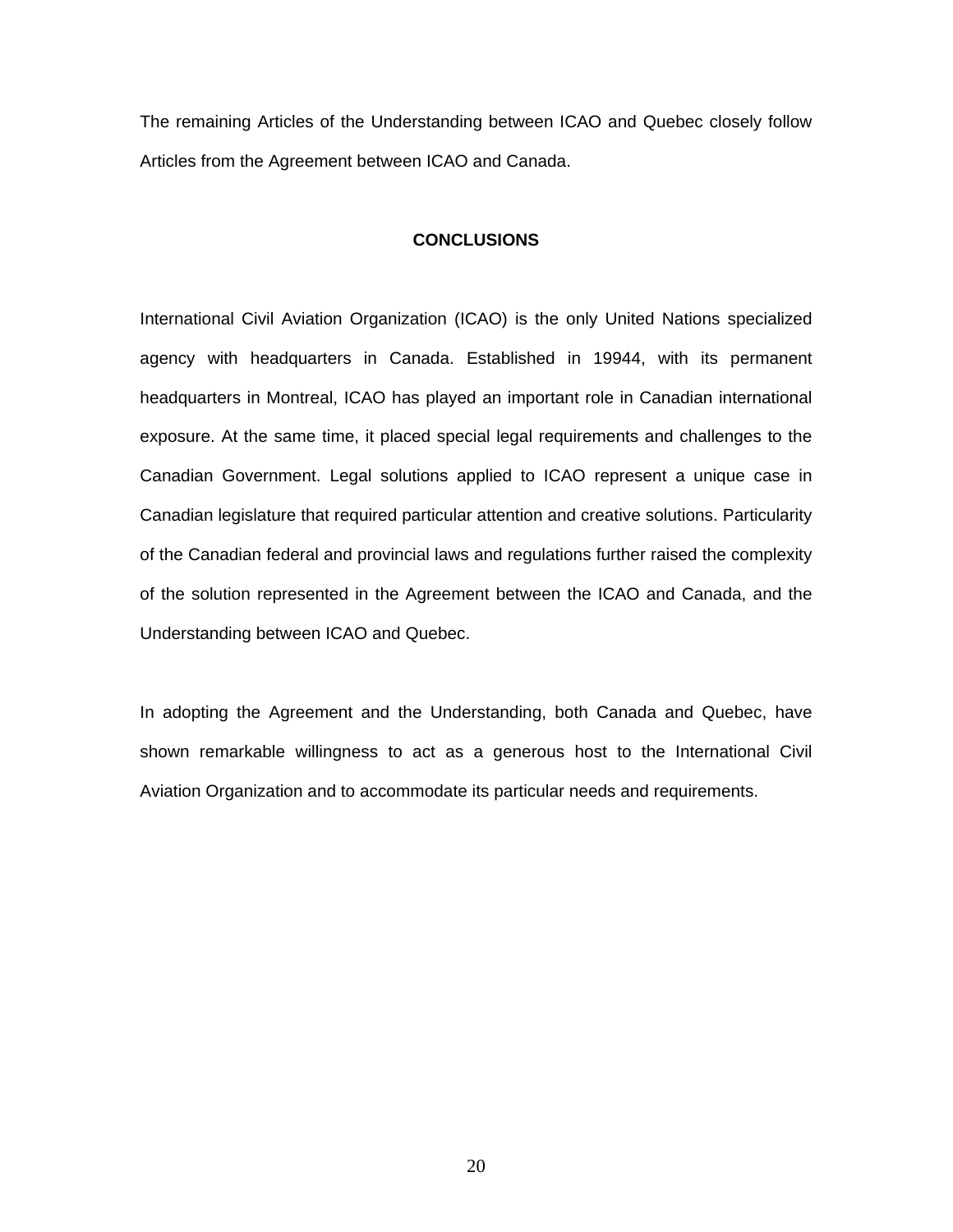The remaining Articles of the Understanding between ICAO and Quebec closely follow Articles from the Agreement between ICAO and Canada.

## CONCLUSIONS

International Civil Aviation Organization (ICAO) is the only United Nations specialized agency with headquarters in Canada. Established in 19944, with its permanent headquarters in Montreal, ICAO has played an important role in Canadian international exposure. At the same time, it placed special legal requirements and challenges to the Canadian Government. Legal solutions applied to ICAO represent a unique case in Canadian legislature that required particular attention and creative solutions. Particularity of the Canadian federal and provincial laws and regulations further raised the complexity of the solution represented in the Agreement between the ICAO and Canada, and the Understanding between ICAO and Quebec.

In adopting the Agreement and the Understanding, both Canada and Quebec, have shown remarkable willingness to act as a generous host to the International Civil Aviation Organization and to accommodate its particular needs and requirements.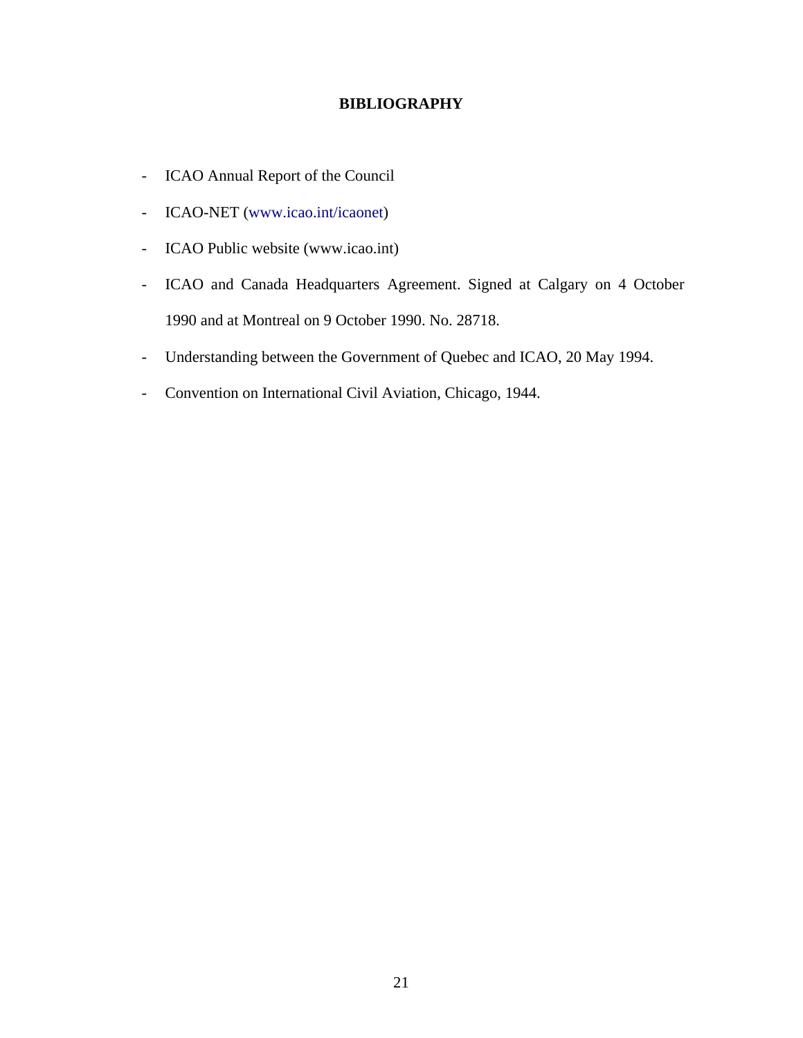## BIBLIOGRAPHY

- ICAO Annual Report of the Council
- ICAO-NET (www.icao.int/icaonet)
- ICAO Public website (www.icao.int)
- ICAO and Canada Headquarters Agreement. Signed at Calgary on 4 October 1990 and at Montreal on 9 October 1990. No. 28718.
- Understanding between the Government of Quebec and ICAO, 20 May 1994.
- Convention on International Civil Aviation, Chicago, 1944.